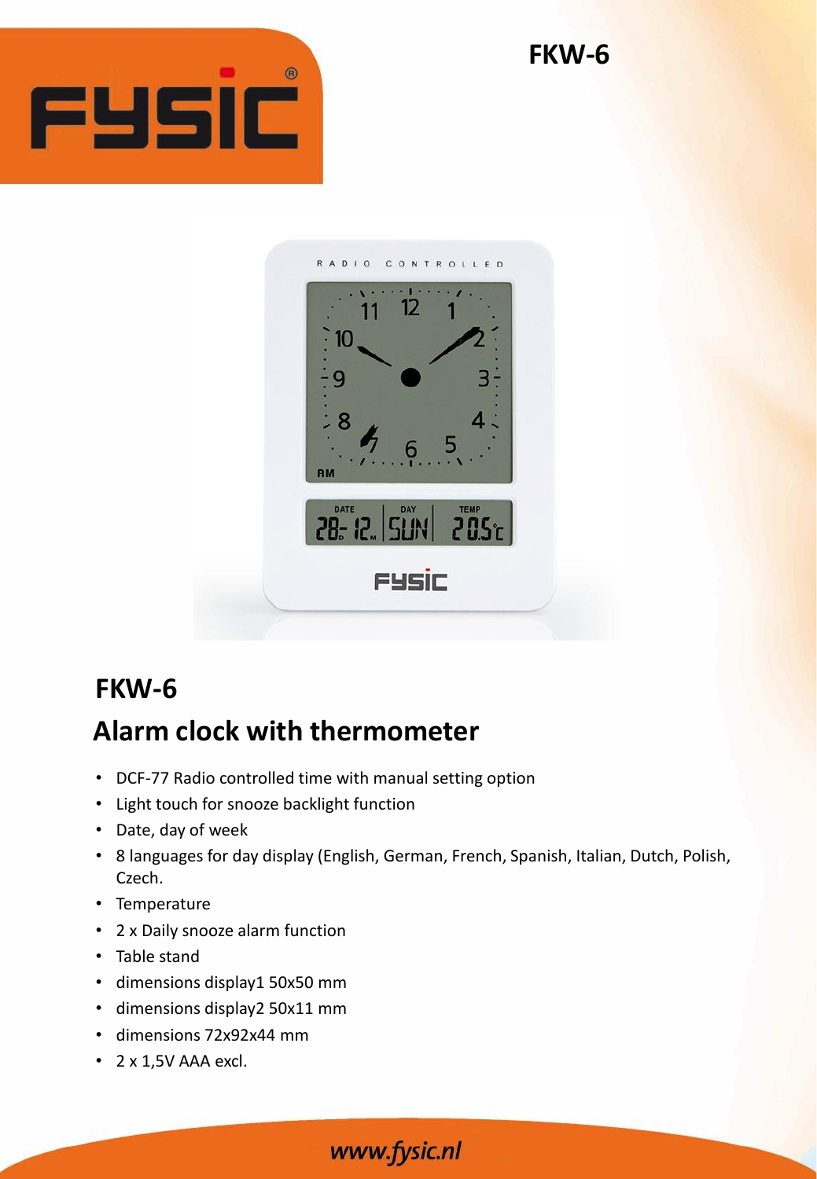FKW-6

## FKW-6

## Alarm clock with thermometer

- DCF-77 Radio controlled time with manual setting option
- Light touch for snooze backlight function
- Date, day of week
- 8 languages for day display (English, German, French, Spanish, Italian, Dutch, Polish, Czech.
- Temperature
- 2 x Daily snooze alarm function
- Table stand
- dimensions display1 50x50 mm
- dimensions display2 50x11 mm
- dimensions 72x92x44 mm
- 2 x 1,5V AAA excl.

www.fysic.nl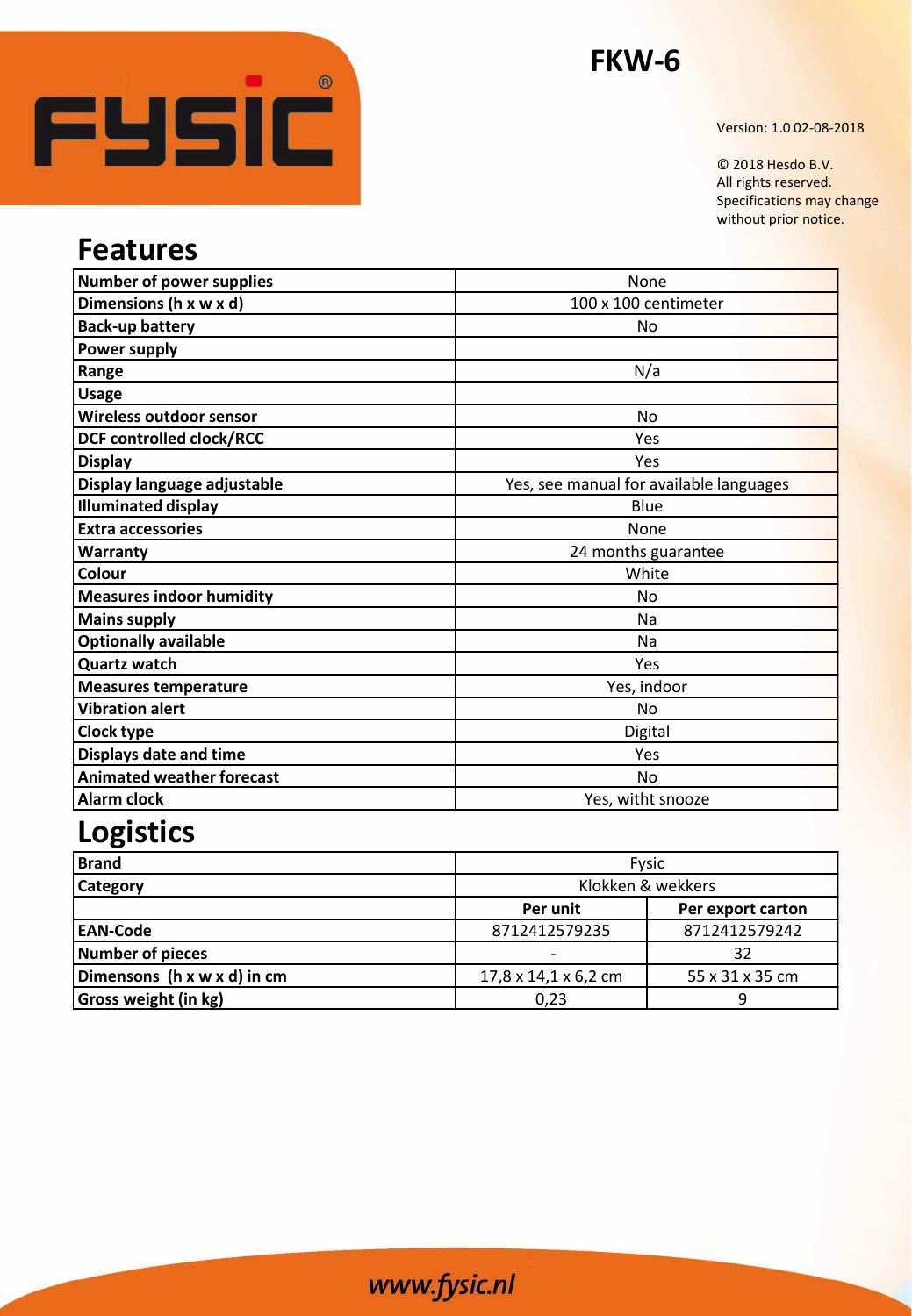# FKW-6

Version: 1.0 02-08-2018

© 2018 Hesdo B.V.
All rights reserved.
Specifications may change without prior notice.

## Features

| | |
|---|---|
| **Number of power supplies** | None |
| **Dimensions (h x w x d)** | 100 x 100 centimeter |
| **Back-up battery** | No |
| **Power supply** | |
| **Range** | N/a |
| **Usage** | |
| **Wireless outdoor sensor** | No |
| **DCF controlled clock/RCC** | Yes |
| **Display** | Yes |
| **Display language adjustable** | Yes, see manual for available languages |
| **Illuminated display** | Blue |
| **Extra accessories** | None |
| **Warranty** | 24 months guarantee |
| **Colour** | White |
| **Measures indoor humidity** | No |
| **Mains supply** | Na |
| **Optionally available** | Na |
| **Quartz watch** | Yes |
| **Measures temperature** | Yes, indoor |
| **Vibration alert** | No |
| **Clock type** | Digital |
| **Displays date and time** | Yes |
| **Animated weather forecast** | No |
| **Alarm clock** | Yes, witht snooze |

## Logistics

| | | |
|---|---|---|
| **Brand** | Fysic | |
| **Category** | Klokken & wekkers | |
| | **Per unit** | **Per export carton** |
| **EAN-Code** | 8712412579235 | 8712412579242 |
| **Number of pieces** | - | 32 |
| **Dimensons (h x w x d) in cm** | 17,8 x 14,1 x 6,2 cm | 55 x 31 x 35 cm |
| **Gross weight (in kg)** | 0,23 | 9 |

www.fysic.nl